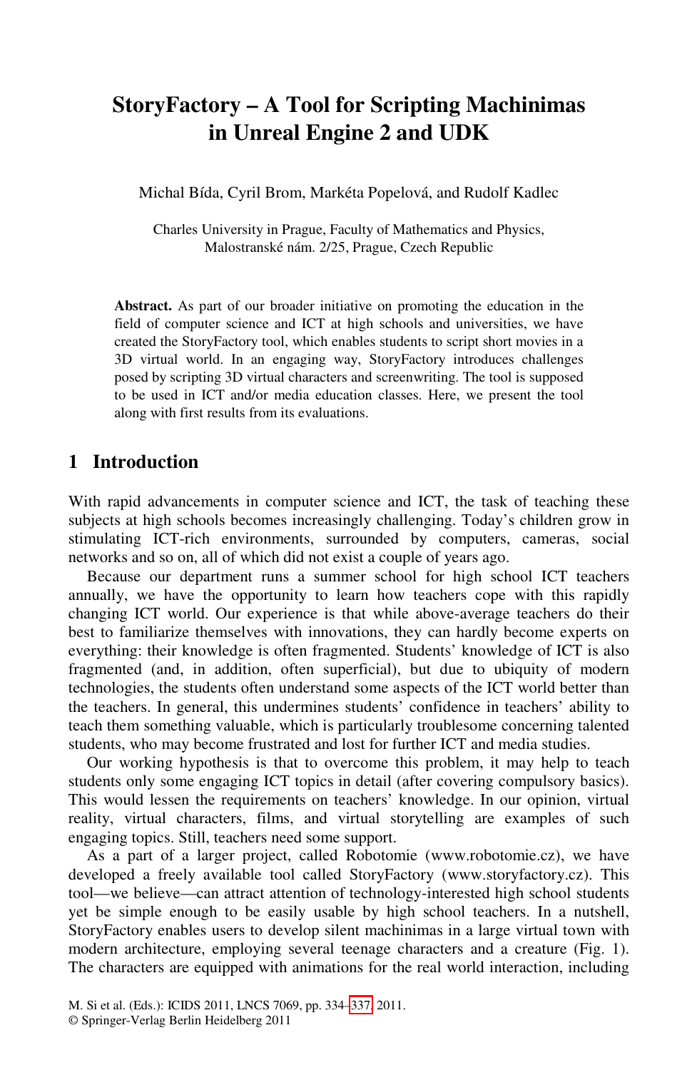# StoryFactory – A Tool for Scripting Machinimas in Unreal Engine 2 and UDK

Michal Bída, Cyril Brom, Markéta Popelová, and Rudolf Kadlec

Charles University in Prague, Faculty of Mathematics and Physics, Malostranské nám. 2/25, Prague, Czech Republic

**Abstract.** As part of our broader initiative on promoting the education in the field of computer science and ICT at high schools and universities, we have created the StoryFactory tool, which enables students to script short movies in a 3D virtual world. In an engaging way, StoryFactory introduces challenges posed by scripting 3D virtual characters and screenwriting. The tool is supposed to be used in ICT and/or media education classes. Here, we present the tool along with first results from its evaluations.

## 1 Introduction

With rapid advancements in computer science and ICT, the task of teaching these subjects at high schools becomes increasingly challenging. Today's children grow in stimulating ICT-rich environments, surrounded by computers, cameras, social networks and so on, all of which did not exist a couple of years ago.

Because our department runs a summer school for high school ICT teachers annually, we have the opportunity to learn how teachers cope with this rapidly changing ICT world. Our experience is that while above-average teachers do their best to familiarize themselves with innovations, they can hardly become experts on everything: their knowledge is often fragmented. Students' knowledge of ICT is also fragmented (and, in addition, often superficial), but due to ubiquity of modern technologies, the students often understand some aspects of the ICT world better than the teachers. In general, this undermines students' confidence in teachers' ability to teach them something valuable, which is particularly troublesome concerning talented students, who may become frustrated and lost for further ICT and media studies.

Our working hypothesis is that to overcome this problem, it may help to teach students only some engaging ICT topics in detail (after covering compulsory basics). This would lessen the requirements on teachers' knowledge. In our opinion, virtual reality, virtual characters, films, and virtual storytelling are examples of such engaging topics. Still, teachers need some support.

As a part of a larger project, called Robotomie (www.robotomie.cz), we have developed a freely available tool called StoryFactory (www.storyfactory.cz). This tool—we believe—can attract attention of technology-interested high school students yet be simple enough to be easily usable by high school teachers. In a nutshell, StoryFactory enables users to develop silent machinimas in a large virtual town with modern architecture, employing several teenage characters and a creature (Fig. 1). The characters are equipped with animations for the real world interaction, including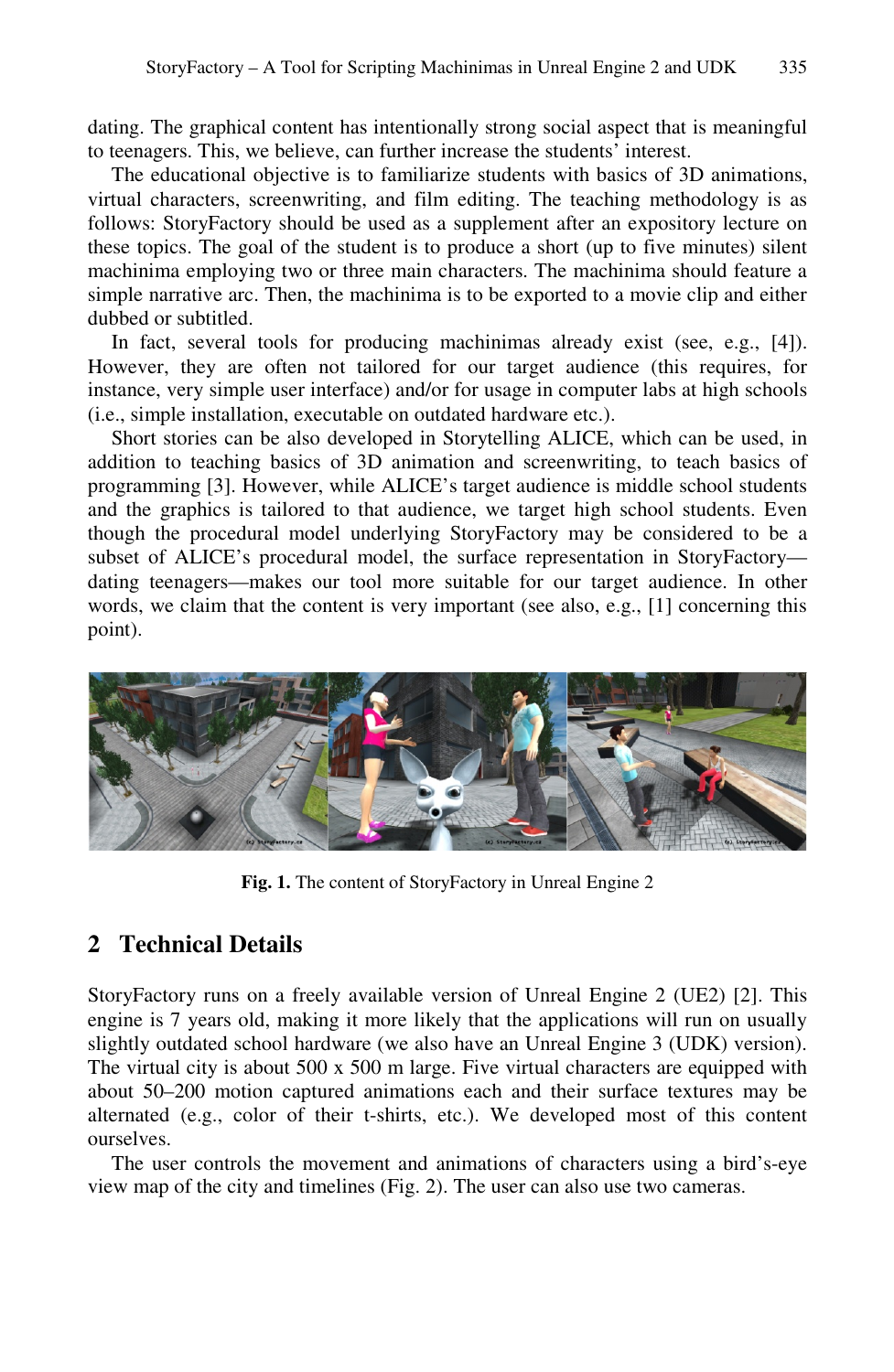dating. The graphical content has intentionally strong social aspect that is meaningful to teenagers. This, we believe, can further increase the students' interest.

The educational objective is to familiarize students with basics of 3D animations, virtual characters, screenwriting, and film editing. The teaching methodology is as follows: StoryFactory should be used as a supplement after an expository lecture on these topics. The goal of the student is to produce a short (up to five minutes) silent machinima employing two or three main characters. The machinima should feature a simple narrative arc. Then, the machinima is to be exported to a movie clip and either dubbed or subtitled.

In fact, several tools for producing machinimas already exist (see, e.g., [4]). However, they are often not tailored for our target audience (this requires, for instance, very simple user interface) and/or for usage in computer labs at high schools (i.e., simple installation, executable on outdated hardware etc.).

Short stories can be also developed in Storytelling ALICE, which can be used, in addition to teaching basics of 3D animation and screenwriting, to teach basics of programming [3]. However, while ALICE's target audience is middle school students and the graphics is tailored to that audience, we target high school students. Even though the procedural model underlying StoryFactory may be considered to be a subset of ALICE's procedural model, the surface representation in StoryFactory—dating teenagers—makes our tool more suitable for our target audience. In other words, we claim that the content is very important (see also, e.g., [1] concerning this point).

**Fig. 1.** The content of StoryFactory in Unreal Engine 2

## 2 Technical Details

StoryFactory runs on a freely available version of Unreal Engine 2 (UE2) [2]. This engine is 7 years old, making it more likely that the applications will run on usually slightly outdated school hardware (we also have an Unreal Engine 3 (UDK) version). The virtual city is about 500 x 500 m large. Five virtual characters are equipped with about 50–200 motion captured animations each and their surface textures may be alternated (e.g., color of their t-shirts, etc.). We developed most of this content ourselves.

The user controls the movement and animations of characters using a bird's-eye view map of the city and timelines (Fig. 2). The user can also use two cameras.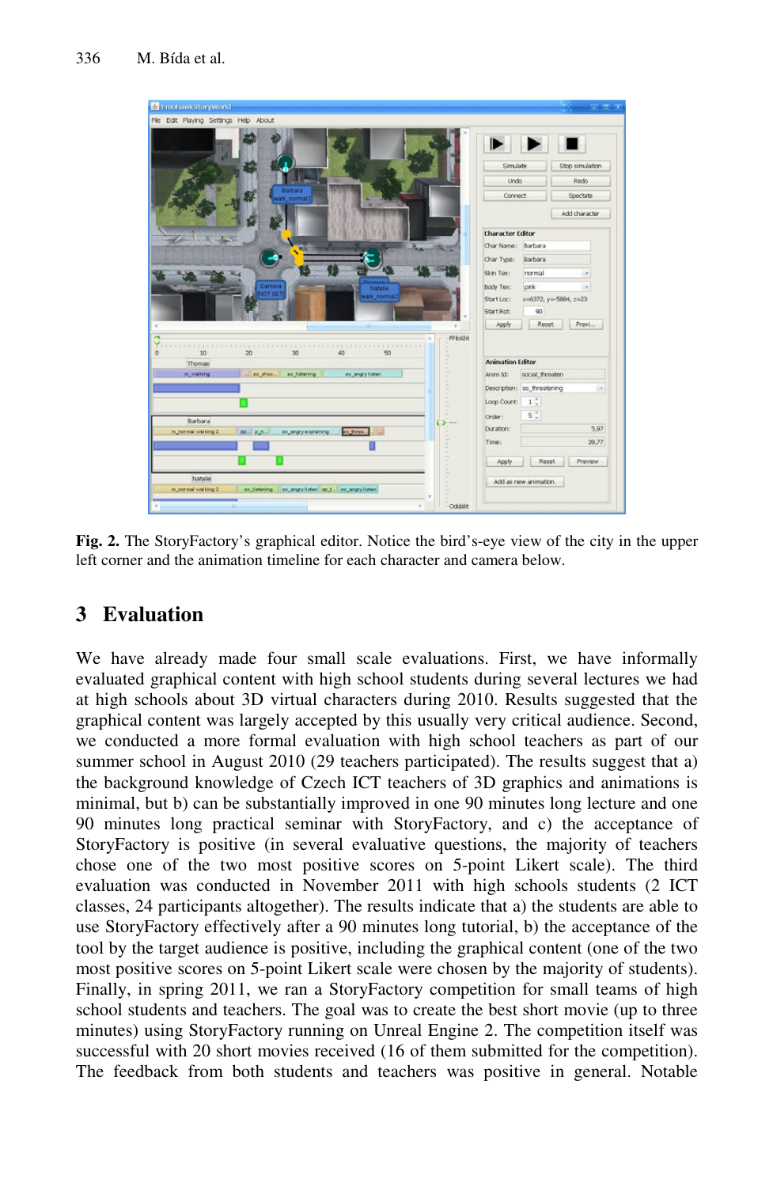**Fig. 2.** The StoryFactory's graphical editor. Notice the bird's-eye view of the city in the upper left corner and the animation timeline for each character and camera below.

## 3 Evaluation

We have already made four small scale evaluations. First, we have informally evaluated graphical content with high school students during several lectures we had at high schools about 3D virtual characters during 2010. Results suggested that the graphical content was largely accepted by this usually very critical audience. Second, we conducted a more formal evaluation with high school teachers as part of our summer school in August 2010 (29 teachers participated). The results suggest that a) the background knowledge of Czech ICT teachers of 3D graphics and animations is minimal, but b) can be substantially improved in one 90 minutes long lecture and one 90 minutes long practical seminar with StoryFactory, and c) the acceptance of StoryFactory is positive (in several evaluative questions, the majority of teachers chose one of the two most positive scores on 5-point Likert scale). The third evaluation was conducted in November 2011 with high schools students (2 ICT classes, 24 participants altogether). The results indicate that a) the students are able to use StoryFactory effectively after a 90 minutes long tutorial, b) the acceptance of the tool by the target audience is positive, including the graphical content (one of the two most positive scores on 5-point Likert scale were chosen by the majority of students). Finally, in spring 2011, we ran a StoryFactory competition for small teams of high school students and teachers. The goal was to create the best short movie (up to three minutes) using StoryFactory running on Unreal Engine 2. The competition itself was successful with 20 short movies received (16 of them submitted for the competition). The feedback from both students and teachers was positive in general. Notable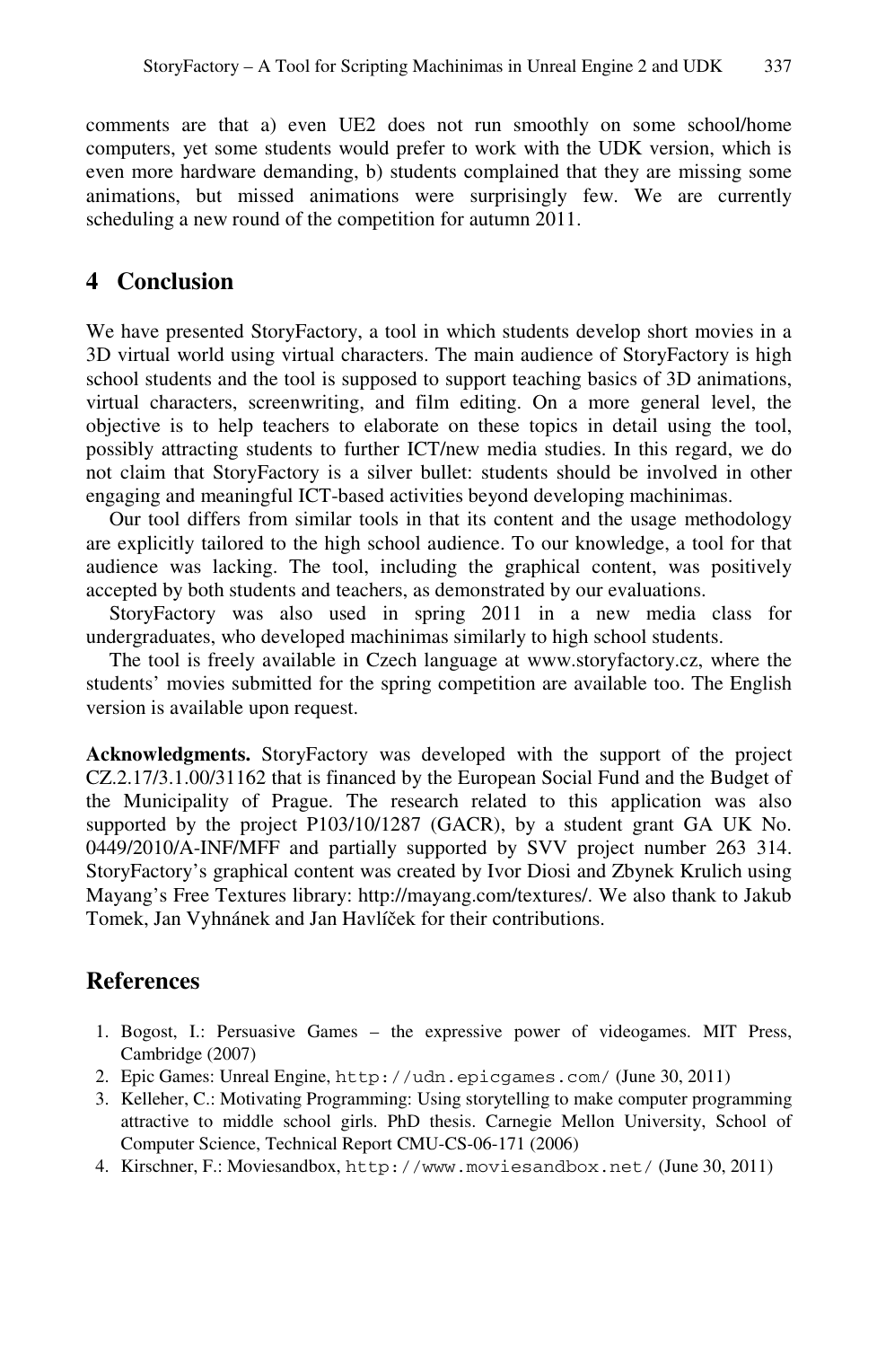comments are that a) even UE2 does not run smoothly on some school/home computers, yet some students would prefer to work with the UDK version, which is even more hardware demanding, b) students complained that they are missing some animations, but missed animations were surprisingly few. We are currently scheduling a new round of the competition for autumn 2011.

## 4 Conclusion

We have presented StoryFactory, a tool in which students develop short movies in a 3D virtual world using virtual characters. The main audience of StoryFactory is high school students and the tool is supposed to support teaching basics of 3D animations, virtual characters, screenwriting, and film editing. On a more general level, the objective is to help teachers to elaborate on these topics in detail using the tool, possibly attracting students to further ICT/new media studies. In this regard, we do not claim that StoryFactory is a silver bullet: students should be involved in other engaging and meaningful ICT-based activities beyond developing machinimas.

Our tool differs from similar tools in that its content and the usage methodology are explicitly tailored to the high school audience. To our knowledge, a tool for that audience was lacking. The tool, including the graphical content, was positively accepted by both students and teachers, as demonstrated by our evaluations.

StoryFactory was also used in spring 2011 in a new media class for undergraduates, who developed machinimas similarly to high school students.

The tool is freely available in Czech language at www.storyfactory.cz, where the students' movies submitted for the spring competition are available too. The English version is available upon request.

**Acknowledgments.** StoryFactory was developed with the support of the project CZ.2.17/3.1.00/31162 that is financed by the European Social Fund and the Budget of the Municipality of Prague. The research related to this application was also supported by the project P103/10/1287 (GACR), by a student grant GA UK No. 0449/2010/A-INF/MFF and partially supported by SVV project number 263 314. StoryFactory's graphical content was created by Ivor Diosi and Zbynek Krulich using Mayang's Free Textures library: http://mayang.com/textures/. We also thank to Jakub Tomek, Jan Vyhnánek and Jan Havlíček for their contributions.

## References

1. Bogost, I.: Persuasive Games – the expressive power of videogames. MIT Press, Cambridge (2007)
2. Epic Games: Unreal Engine, `http://udn.epicgames.com/` (June 30, 2011)
3. Kelleher, C.: Motivating Programming: Using storytelling to make computer programming attractive to middle school girls. PhD thesis. Carnegie Mellon University, School of Computer Science, Technical Report CMU-CS-06-171 (2006)
4. Kirschner, F.: Moviesandbox, `http://www.moviesandbox.net/` (June 30, 2011)